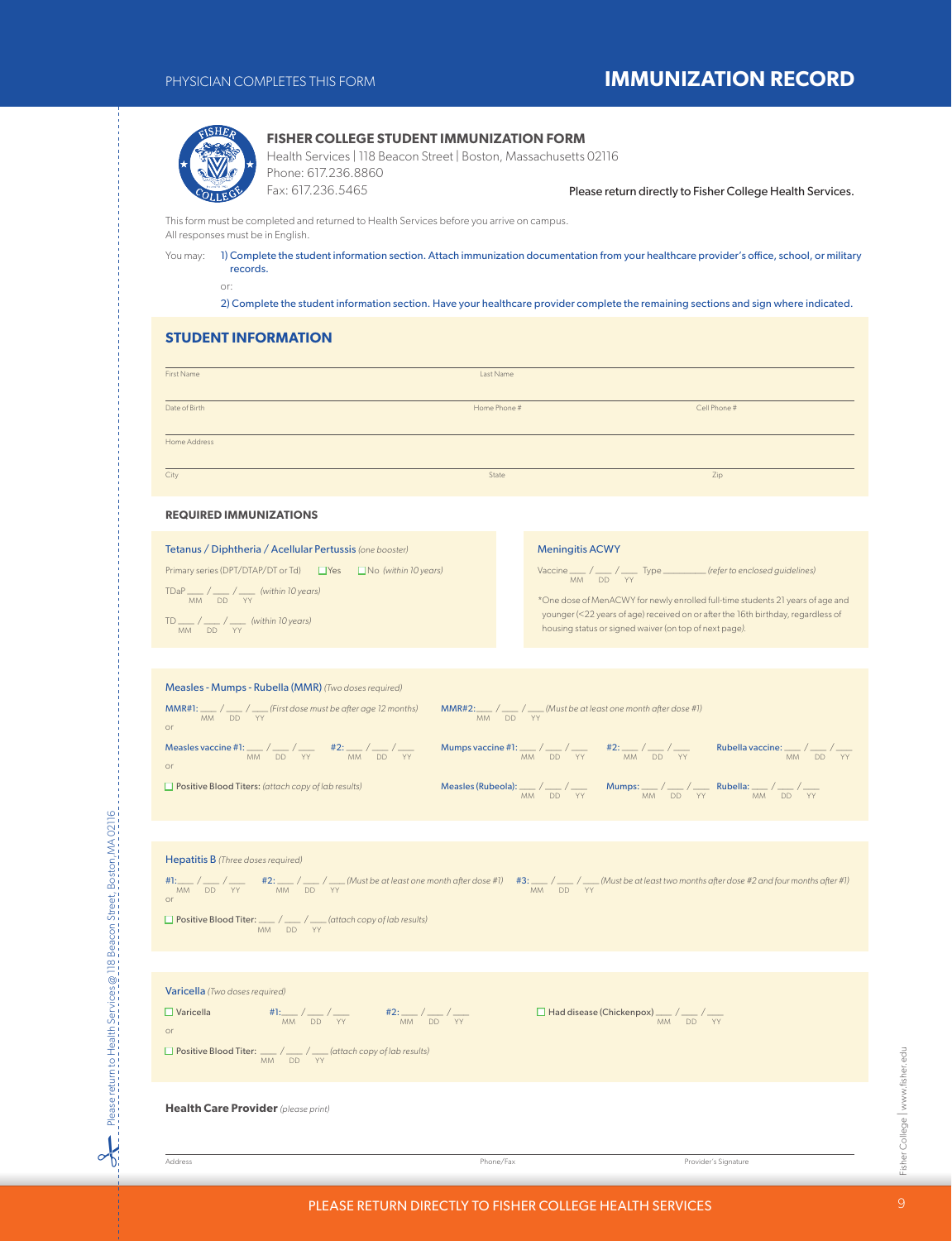PHYSICIAN COMPLETES THIS FORM

# IMMUNIZATION RECORD

**FISHER COLLEGE STUDENT IMMUNIZATION FORM**

Health Services | 118 Beacon Street | Boston, Massachusetts 02116
Phone: 617.236.8860
Fax: 617.236.5465

Please return directly to Fisher College Health Services.

This form must be completed and returned to Health Services before you arrive on campus.
All responses must be in English.

You may: 1) Complete the student information section. Attach immunization documentation from your healthcare provider's office, school, or military records.

or:

2) Complete the student information section. Have your healthcare provider complete the remaining sections and sign where indicated.

## STUDENT INFORMATION

First Name ______ Last Name ______

Date of Birth ______ Home Phone # ______ Cell Phone # ______

Home Address ______

City ______ State ______ Zip ______

### REQUIRED IMMUNIZATIONS

**Tetanus / Diphtheria / Acellular Pertussis** *(one booster)*

Primary series (DPT/DTAP/DT or Td) ☐ Yes ☐ No *(within 10 years)*

TDaP ___ / ___ / ___ *(within 10 years)*
MM DD YY

TD ___ / ___ / ___ *(within 10 years)*
MM DD YY

**Meningitis ACWY**

Vaccine ___ / ___ / ___ Type ________ *(refer to enclosed guidelines)*
MM DD YY

*One dose of MenACWY for newly enrolled full-time students 21 years of age and younger (<22 years of age) received on or after the 16th birthday, regardless of housing status or signed waiver (on top of next page).

**Measles - Mumps - Rubella (MMR)** *(Two doses required)*

MMR#1: ___ / ___ / ___ *(First dose must be after age 12 months)*
MM DD YY

MMR#2: ___ / ___ / ___ *(Must be at least one month after dose #1)*
MM DD YY

or

Measles vaccine #1: ___ / ___ / ___ #2: ___ / ___ / ___
MM DD YY

Mumps vaccine #1: ___ / ___ / ___ #2: ___ / ___ / ___
MM DD YY

Rubella vaccine: ___ / ___ / ___
MM DD YY

or

☐ Positive Blood Titers: *(attach copy of lab results)*

Measles (Rubeola): ___ / ___ / ___ Mumps: ___ / ___ / ___ Rubella: ___ / ___ / ___
MM DD YY

**Hepatitis B** *(Three doses required)*

#1: ___ / ___ / ___
MM DD YY

#2: ___ / ___ / ___ *(Must be at least one month after dose #1)*
MM DD YY

#3: ___ / ___ / ___ *(Must be at least two months after dose #2 and four months after #1)*
MM DD YY

or

☐ Positive Blood Titer: ___ / ___ / ___ *(attach copy of lab results)*
MM DD YY

**Varicella** *(Two doses required)*

☐ Varicella #1: ___ / ___ / ___ #2: ___ / ___ / ___
MM DD YY

☐ Had disease (Chickenpox) ___ / ___ / ___
MM DD YY

or

☐ Positive Blood Titer: ___ / ___ / ___ *(attach copy of lab results)*
MM DD YY

**Health Care Provider** *(please print)*

Address ______ Phone/Fax ______ Provider's Signature ______

Please return to Health Services @ 118 Beacon Street, Boston, MA 02116

PLEASE RETURN DIRECTLY TO FISHER COLLEGE HEALTH SERVICES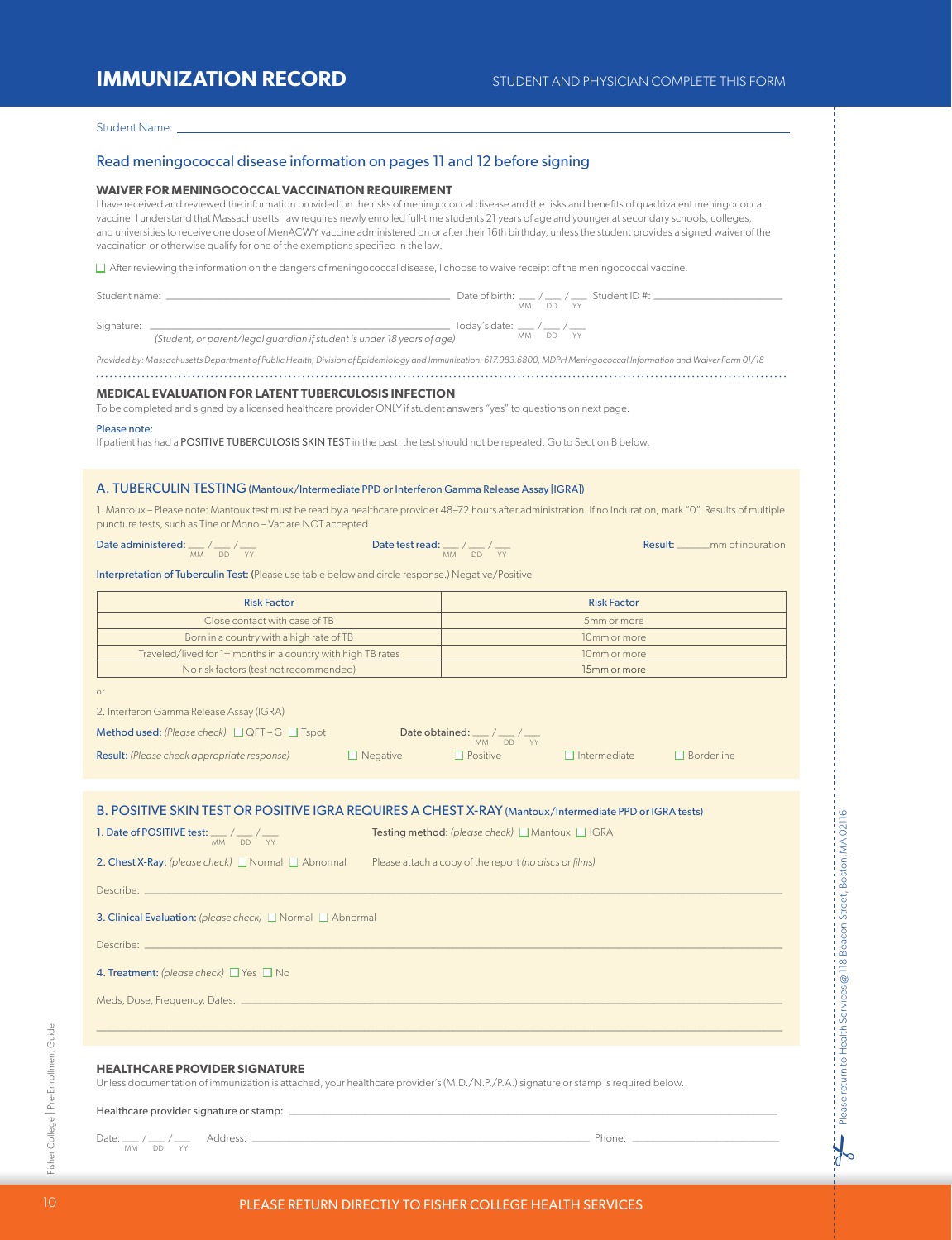# IMMUNIZATION RECORD

STUDENT AND PHYSICIAN COMPLETE THIS FORM

Student Name: ______________________________

## Read meningococcal disease information on pages 11 and 12 before signing

### WAIVER FOR MENINGOCOCCAL VACCINATION REQUIREMENT

I have received and reviewed the information provided on the risks of meningococcal disease and the risks and benefits of quadrivalent meningococcal vaccine. I understand that Massachusetts' law requires newly enrolled full-time students 21 years of age and younger at secondary schools, colleges, and universities to receive one dose of MenACWY vaccine administered on or after their 16th birthday, unless the student provides a signed waiver of the vaccination or otherwise qualify for one of the exemptions specified in the law.

☐ After reviewing the information on the dangers of meningococcal disease, I choose to waive receipt of the meningococcal vaccine.

Student name: ______________________ Date of birth: ___ / ___ / ___ (MM DD YY) Student ID #: ______________

Signature: ______________________ Today's date: ___ / ___ / ___ (MM DD YY)
*(Student, or parent/legal guardian if student is under 18 years of age)*

*Provided by: Massachusetts Department of Public Health, Division of Epidemiology and Immunization: 617.983.6800, MDPH Meningococcal Information and Waiver Form 01/18*

### MEDICAL EVALUATION FOR LATENT TUBERCULOSIS INFECTION

To be completed and signed by a licensed healthcare provider ONLY if student answers "yes" to questions on next page.

Please note:
If patient has had a POSITIVE TUBERCULOSIS SKIN TEST in the past, the test should not be repeated. Go to Section B below.

## A. TUBERCULIN TESTING (Mantoux/Intermediate PPD or Interferon Gamma Release Assay [IGRA])

1. Mantoux – Please note: Mantoux test must be read by a healthcare provider 48–72 hours after administration. If no Induration, mark "0". Results of multiple puncture tests, such as Tine or Mono – Vac are NOT accepted.

Date administered: ___ / ___ / ___ (MM DD YY) Date test read: ___ / ___ / ___ (MM DD YY) Result: ______mm of induration

Interpretation of Tuberculin Test: (Please use table below and circle response.) Negative/Positive

| Risk Factor | Risk Factor |
| --- | --- |
| Close contact with case of TB | 5mm or more |
| Born in a country with a high rate of TB | 10mm or more |
| Traveled/lived for 1+ months in a country with high TB rates | 10mm or more |
| No risk factors (test not recommended) | 15mm or more |

or

2. Interferon Gamma Release Assay (IGRA)

Method used: *(Please check)* ☐ QFT – G ☐ Tspot Date obtained: ___ / ___ / ___ (MM DD YY)

Result: *(Please check appropriate response)* ☐ Negative ☐ Positive ☐ Intermediate ☐ Borderline

## B. POSITIVE SKIN TEST OR POSITIVE IGRA REQUIRES A CHEST X-RAY (Mantoux/Intermediate PPD or IGRA tests)

1. Date of POSITIVE test: ___ / ___ / ___ (MM DD YY) Testing method: *(please check)* ☐ Mantoux ☐ IGRA

2. Chest X-Ray: *(please check)* ☐ Normal ☐ Abnormal Please attach a copy of the report *(no discs or films)*

Describe: ______________________________

3. Clinical Evaluation: *(please check)* ☐ Normal ☐ Abnormal

Describe: ______________________________

4. Treatment: *(please check)* ☐ Yes ☐ No

Meds, Dose, Frequency, Dates: ______________________________

### HEALTHCARE PROVIDER SIGNATURE

Unless documentation of immunization is attached, your healthcare provider's (M.D./N.P./P.A.) signature or stamp is required below.

Healthcare provider signature or stamp: ______________________________

Date: ___ / ___ / ___ (MM DD YY) Address: ______________________ Phone: ______________

Please return to Health Services @ 118 Beacon Street, Boston, MA 02116

PLEASE RETURN DIRECTLY TO FISHER COLLEGE HEALTH SERVICES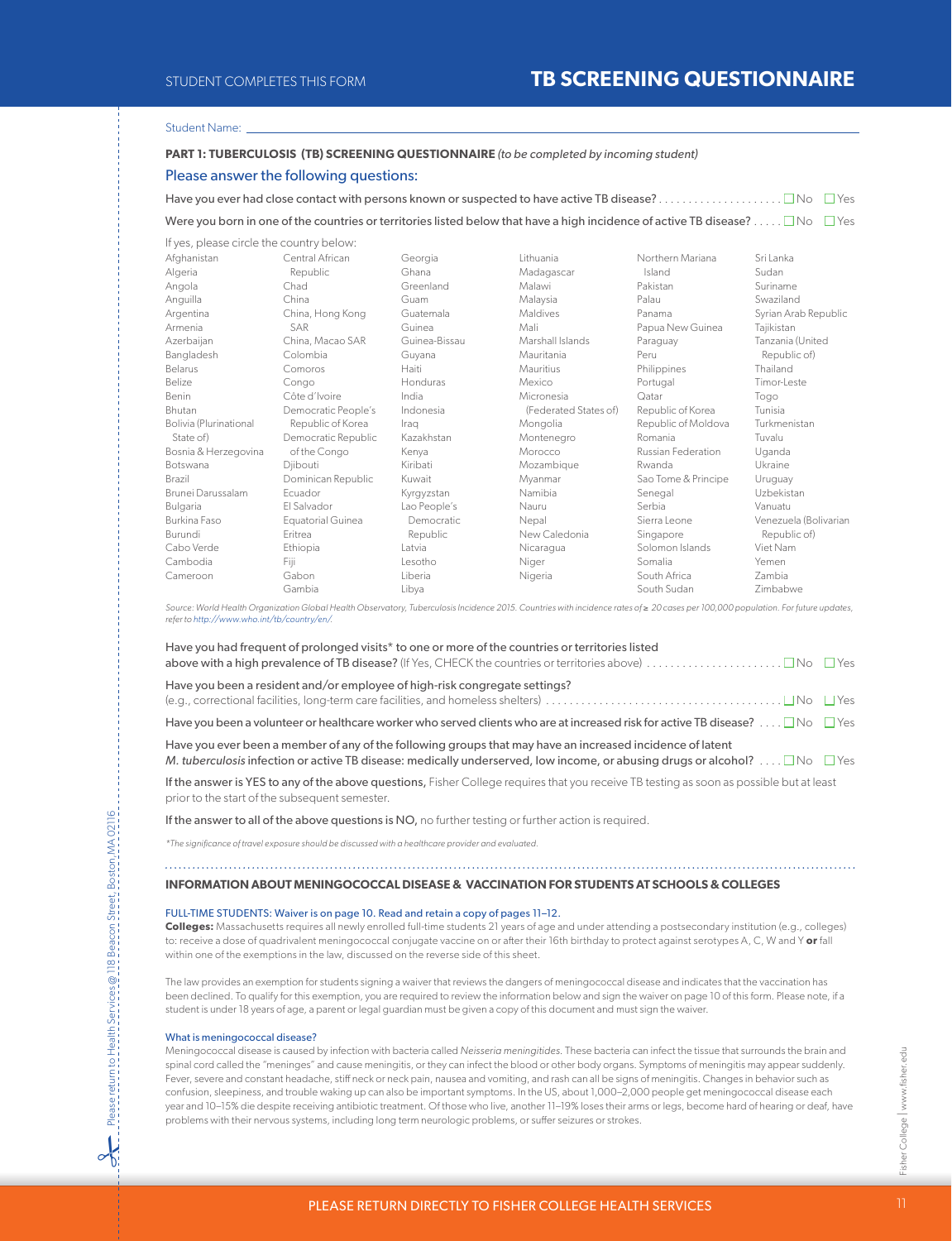STUDENT COMPLETES THIS FORM

# TB SCREENING QUESTIONNAIRE

Student Name: ____________________

**PART 1: TUBERCULOSIS (TB) SCREENING QUESTIONNAIRE** *(to be completed by incoming student)*

## Please answer the following questions:

Have you ever had close contact with persons known or suspected to have active TB disease? . . . . . . . . . . . . . . . . . . . . ☐ No ☐ Yes

Were you born in one of the countries or territories listed below that have a high incidence of active TB disease? . . . . . ☐ No ☐ Yes

If yes, please circle the country below:

Afghanistan, Algeria, Angola, Anguilla, Argentina, Armenia, Azerbaijan, Bangladesh, Belarus, Belize, Benin, Bhutan, Bolivia (Plurinational State of), Bosnia & Herzegovina, Botswana, Brazil, Brunei Darussalam, Bulgaria, Burkina Faso, Burundi, Cabo Verde, Cambodia, Cameroon, Central African Republic, Chad, China, China, Hong Kong SAR, China, Macao SAR, Colombia, Comoros, Congo, Côte d'Ivoire, Democratic People's Republic of Korea, Democratic Republic of the Congo, Djibouti, Dominican Republic, Ecuador, El Salvador, Equatorial Guinea, Eritrea, Ethiopia, Fiji, Gabon, Gambia, Georgia, Ghana, Greenland, Guam, Guatemala, Guinea, Guinea-Bissau, Guyana, Haiti, Honduras, India, Indonesia, Iraq, Kazakhstan, Kenya, Kiribati, Kuwait, Kyrgyzstan, Lao People's Democratic Republic, Latvia, Lesotho, Liberia, Libya, Lithuania, Madagascar, Malawi, Malaysia, Maldives, Mali, Marshall Islands, Mauritania, Mauritius, Mexico, Micronesia (Federated States of), Mongolia, Montenegro, Morocco, Mozambique, Myanmar, Namibia, Nauru, Nepal, New Caledonia, Nicaragua, Niger, Nigeria, Northern Mariana Island, Pakistan, Palau, Panama, Papua New Guinea, Paraguay, Peru, Philippines, Portugal, Qatar, Republic of Korea, Republic of Moldova, Romania, Russian Federation, Rwanda, Sao Tome & Principe, Senegal, Serbia, Sierra Leone, Singapore, Solomon Islands, Somalia, South Africa, South Sudan, Sri Lanka, Sudan, Suriname, Swaziland, Syrian Arab Republic, Tajikistan, Tanzania (United Republic of), Thailand, Timor-Leste, Togo, Tunisia, Turkmenistan, Tuvalu, Uganda, Ukraine, Uruguay, Uzbekistan, Vanuatu, Venezuela (Bolivarian Republic of), Viet Nam, Yemen, Zambia, Zimbabwe

*Source: World Health Organization Global Health Observatory, Tuberculosis Incidence 2015. Countries with incidence rates of ≥ 20 cases per 100,000 population. For future updates, refer to http://www.who.int/tb/country/en/.*

Have you had frequent of prolonged visits* to one or more of the countries or territories listed above with a high prevalence of TB disease? (If Yes, CHECK the countries or territories above) . . . . . . . . . . . . . . . . . . . . . . ☐ No ☐ Yes

Have you been a resident and/or employee of high-risk congregate settings? (e.g., correctional facilities, long-term care facilities, and homeless shelters) . . . . . . . . . . . . . . . . . . . . . . . . . . . . . . . . . . . . . . . ☐ No ☐ Yes

Have you been a volunteer or healthcare worker who served clients who are at increased risk for active TB disease? . . . . ☐ No ☐ Yes

Have you ever been a member of any of the following groups that may have an increased incidence of latent *M. tuberculosis* infection or active TB disease: medically underserved, low income, or abusing drugs or alcohol? . . . . ☐ No ☐ Yes

If the answer is YES to any of the above questions, Fisher College requires that you receive TB testing as soon as possible but at least prior to the start of the subsequent semester.

If the answer to all of the above questions is NO, no further testing or further action is required.

*\*The significance of travel exposure should be discussed with a healthcare provider and evaluated.*

## INFORMATION ABOUT MENINGOCOCCAL DISEASE & VACCINATION FOR STUDENTS AT SCHOOLS & COLLEGES

FULL-TIME STUDENTS: Waiver is on page 10. Read and retain a copy of pages 11–12.

**Colleges:** Massachusetts requires all newly enrolled full-time students 21 years of age and under attending a postsecondary institution (e.g., colleges) to: receive a dose of quadrivalent meningococcal conjugate vaccine on or after their 16th birthday to protect against serotypes A, C, W and Y **or** fall within one of the exemptions in the law, discussed on the reverse side of this sheet.

The law provides an exemption for students signing a waiver that reviews the dangers of meningococcal disease and indicates that the vaccination has been declined. To qualify for this exemption, you are required to review the information below and sign the waiver on page 10 of this form. Please note, if a student is under 18 years of age, a parent or legal guardian must be given a copy of this document and must sign the waiver.

### What is meningococcal disease?

Meningococcal disease is caused by infection with bacteria called *Neisseria meningitides*. These bacteria can infect the tissue that surrounds the brain and spinal cord called the "meninges" and cause meningitis, or they can infect the blood or other body organs. Symptoms of meningitis may appear suddenly. Fever, severe and constant headache, stiff neck or neck pain, nausea and vomiting, and rash can all be signs of meningitis. Changes in behavior such as confusion, sleepiness, and trouble waking up can also be important symptoms. In the US, about 1,000–2,000 people get meningococcal disease each year and 10–15% die despite receiving antibiotic treatment. Of those who live, another 11–19% loses their arms or legs, become hard of hearing or deaf, have problems with their nervous systems, including long term neurologic problems, or suffer seizures or strokes.

Please return to Health Services @ 118 Beacon Street, Boston, MA 02116

PLEASE RETURN DIRECTLY TO FISHER COLLEGE HEALTH SERVICES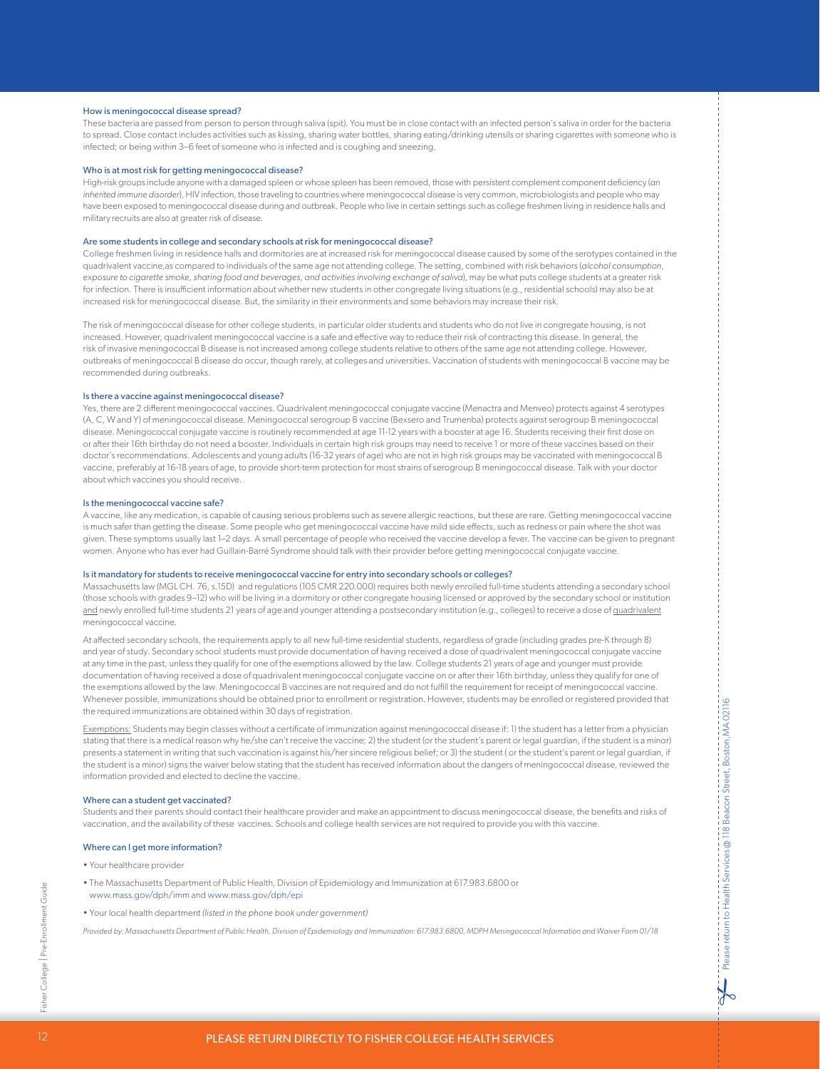### How is meningococcal disease spread?

These bacteria are passed from person to person through saliva (spit). You must be in close contact with an infected person's saliva in order for the bacteria to spread. Close contact includes activities such as kissing, sharing water bottles, sharing eating/drinking utensils or sharing cigarettes with someone who is infected; or being within 3–6 feet of someone who is infected and is coughing and sneezing.

### Who is at most risk for getting meningococcal disease?

High-risk groups include anyone with a damaged spleen or whose spleen has been removed, those with persistent complement component deficiency (*an inherited immune disorder*), HIV infection, those traveling to countries where meningococcal disease is very common, microbiologists and people who may have been exposed to meningococcal disease during and outbreak. People who live in certain settings such as college freshmen living in residence halls and military recruits are also at greater risk of disease.

### Are some students in college and secondary schools at risk for meningococcal disease?

College freshmen living in residence halls and dormitories are at increased risk for meningococcal disease caused by some of the serotypes contained in the quadrivalent vaccine,as compared to individuals of the same age not attending college. The setting, combined with risk behaviors (*alcohol consumption, exposure to cigarette smoke, sharing food and beverages, and activities involving exchange of saliva*), may be what puts college students at a greater risk for infection. There is insufficient information about whether new students in other congregate living situations (e.g., residential schools) may also be at increased risk for meningococcal disease. But, the similarity in their environments and some behaviors may increase their risk.

The risk of meningococcal disease for other college students, in particular older students and students who do not live in congregate housing, is not increased. However, quadrivalent meningococcal vaccine is a safe and effective way to reduce their risk of contracting this disease. In general, the risk of invasive meningococcal B disease is not increased among college students relative to others of the same age not attending college. However, outbreaks of meningococcal B disease do occur, though rarely, at colleges and universities. Vaccination of students with meningococcal B vaccine may be recommended during outbreaks.

### Is there a vaccine against meningococcal disease?

Yes, there are 2 different meningococcal vaccines. Quadrivalent meningococcal conjugate vaccine (Menactra and Menveo) protects against 4 serotypes (A, C, W and Y) of meningococcal disease. Meningococcal serogroup B vaccine (Bexsero and Trumenba) protects against serogroup B meningococcal disease. Meningococcal conjugate vaccine is routinely recommended at age 11-12 years with a booster at age 16. Students receiving their first dose on or after their 16th birthday do not need a booster. Individuals in certain high risk groups may need to receive 1 or more of these vaccines based on their doctor's recommendations. Adolescents and young adults (16-32 years of age) who are not in high risk groups may be vaccinated with meningococcal B vaccine, preferably at 16-18 years of age, to provide short-term protection for most strains of serogroup B meningococcal disease. Talk with your doctor about which vaccines you should receive.

### Is the meningococcal vaccine safe?

A vaccine, like any medication, is capable of causing serious problems such as severe allergic reactions, but these are rare. Getting meningococcal vaccine is much safer than getting the disease. Some people who get meningococcal vaccine have mild side effects, such as redness or pain where the shot was given. These symptoms usually last 1–2 days. A small percentage of people who received the vaccine develop a fever. The vaccine can be given to pregnant women. Anyone who has ever had Guillain-Barré Syndrome should talk with their provider before getting meningococcal conjugate vaccine.

### Is it mandatory for students to receive meningococcal vaccine for entry into secondary schools or colleges?

Massachusetts law (MGL CH. 76, s.15D) and regulations (105 CMR 220.000) requires both newly enrolled full-time students attending a secondary school (those schools with grades 9–12) who will be living in a dormitory or other congregate housing licensed or approved by the secondary school or institution and newly enrolled full-time students 21 years of age and younger attending a postsecondary institution (e.g., colleges) to receive a dose of quadrivalent meningococcal vaccine.

At affected secondary schools, the requirements apply to all new full-time residential students, regardless of grade (including grades pre-K through 8) and year of study. Secondary school students must provide documentation of having received a dose of quadrivalent meningococcal conjugate vaccine at any time in the past, unless they qualify for one of the exemptions allowed by the law. College students 21 years of age and younger must provide documentation of having received a dose of quadrivalent meningococcal conjugate vaccine on or after their 16th birthday, unless they qualify for one of the exemptions allowed by the law. Meningococcal B vaccines are not required and do not fulfill the requirement for receipt of meningococcal vaccine. Whenever possible, immunizations should be obtained prior to enrollment or registration. However, students may be enrolled or registered provided that the required immunizations are obtained within 30 days of registration.

Exemptions: Students may begin classes without a certificate of immunization against meningococcal disease if: 1) the student has a letter from a physician stating that there is a medical reason why he/she can't receive the vaccine; 2) the student (or the student's parent or legal guardian, if the student is a minor) presents a statement in writing that such vaccination is against his/her sincere religious belief; or 3) the student ( or the student's parent or legal guardian, if the student is a minor) signs the waiver below stating that the student has received information about the dangers of meningococcal disease, reviewed the information provided and elected to decline the vaccine.

### Where can a student get vaccinated?

Students and their parents should contact their healthcare provider and make an appointment to discuss meningococcal disease, the benefits and risks of vaccination, and the availability of these vaccines. Schools and college health services are not required to provide you with this vaccine.

### Where can I get more information?

- Your healthcare provider
- The Massachusetts Department of Public Health, Division of Epidemiology and Immunization at 617.983.6800 or www.mass.gov/dph/imm and www.mass.gov/dph/epi
- Your local health department *(listed in the phone book under government)*

*Provided by: Massachusetts Department of Public Health, Division of Epidemiology and Immunization: 617.983.6800, MDPH Meningococcal Information and Waiver Form 01/18*

Please return to Health Services @ 118 Beacon Street, Boston, MA 02116

PLEASE RETURN DIRECTLY TO FISHER COLLEGE HEALTH SERVICES